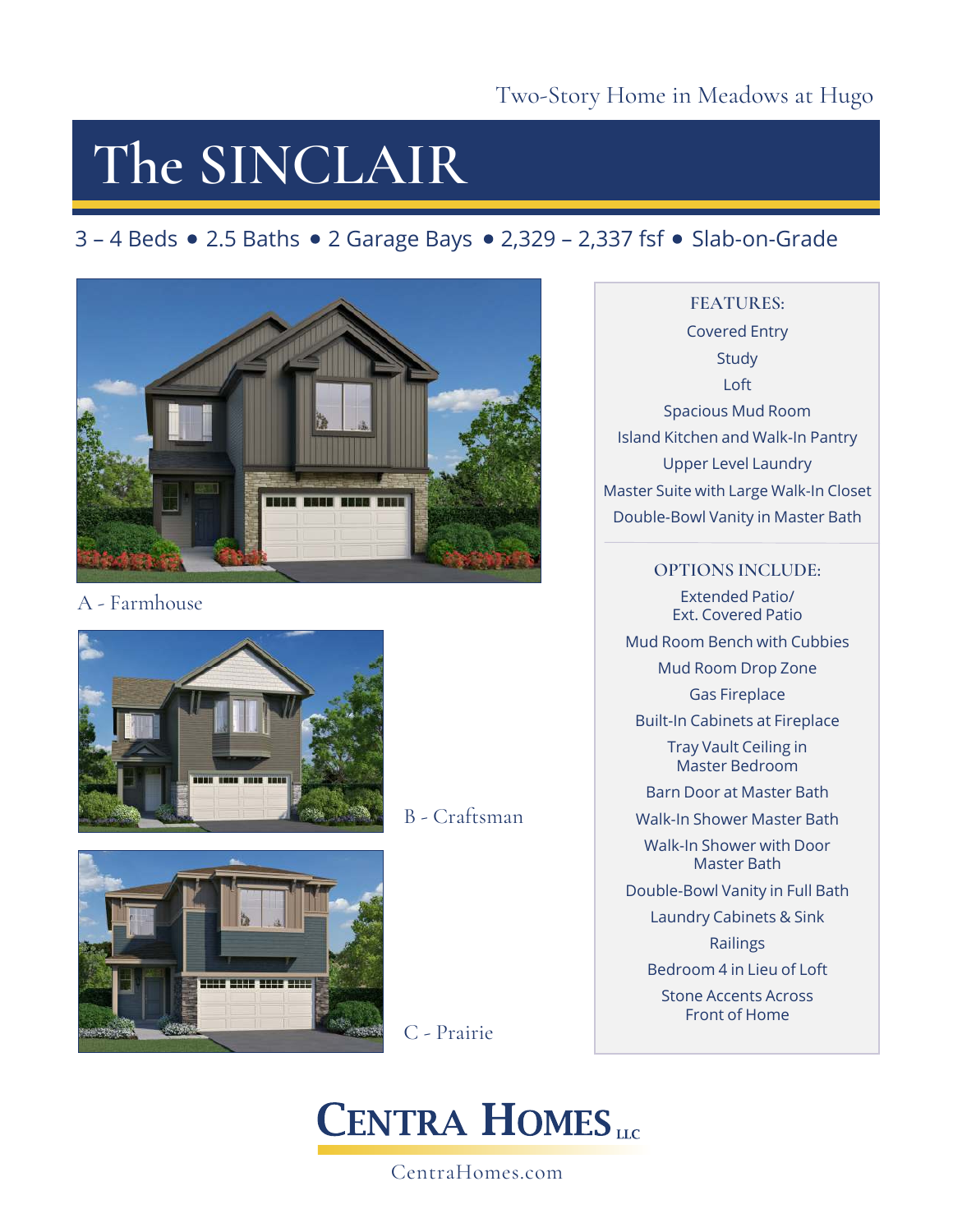Two-Story Home in Meadows at Hugo

# The SINCLAIR

3 – 4 Beds • 2.5 Baths • 2 Garage Bays • 2,329 – 2,337 fsf • Slab-on-Grade

A - Farmhouse

B - Craftsman

C - Prairie

**FEATURES:**

- Covered Entry
- Study
- Loft
- Spacious Mud Room
- Island Kitchen and Walk-In Pantry
- Upper Level Laundry
- Master Suite with Large Walk-In Closet
- Double-Bowl Vanity in Master Bath

**OPTIONS INCLUDE:**

- Extended Patio/ Ext. Covered Patio
- Mud Room Bench with Cubbies
- Mud Room Drop Zone
- Gas Fireplace
- Built-In Cabinets at Fireplace
- Tray Vault Ceiling in Master Bedroom
- Barn Door at Master Bath
- Walk-In Shower Master Bath
- Walk-In Shower with Door Master Bath
- Double-Bowl Vanity in Full Bath
- Laundry Cabinets & Sink
- Railings
- Bedroom 4 in Lieu of Loft
- Stone Accents Across Front of Home

CENTRA HOMES LLC

CentraHomes.com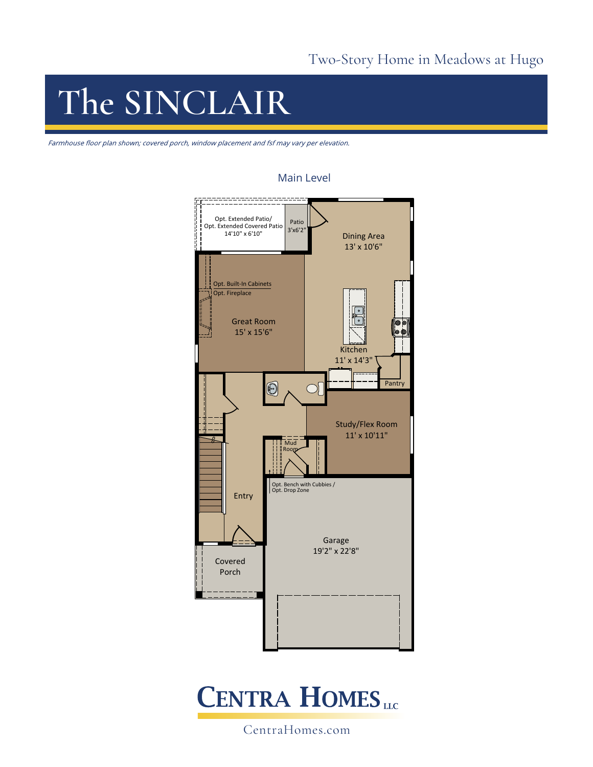Two-Story Home in Meadows at Hugo

# The SINCLAIR

*Farmhouse floor plan shown; covered porch, window placement and fsf may vary per elevation.*

## Main Level

Opt. Extended Patio/
Opt. Extended Covered Patio
14'10" x 6'10"

Patio
3'x6'2"

Dining Area
13' x 10'6"

Opt. Built-In Cabinets
Opt. Fireplace

Great Room
15' x 15'6"

Kitchen
11' x 14'3"

Pantry

Study/Flex Room
11' x 10'11"

Mud Room

Opt. Bench with Cubbies /
Opt. Drop Zone

Entry

Garage
19'2" x 22'8"

Covered Porch

**CENTRA HOMES** LLC

CentraHomes.com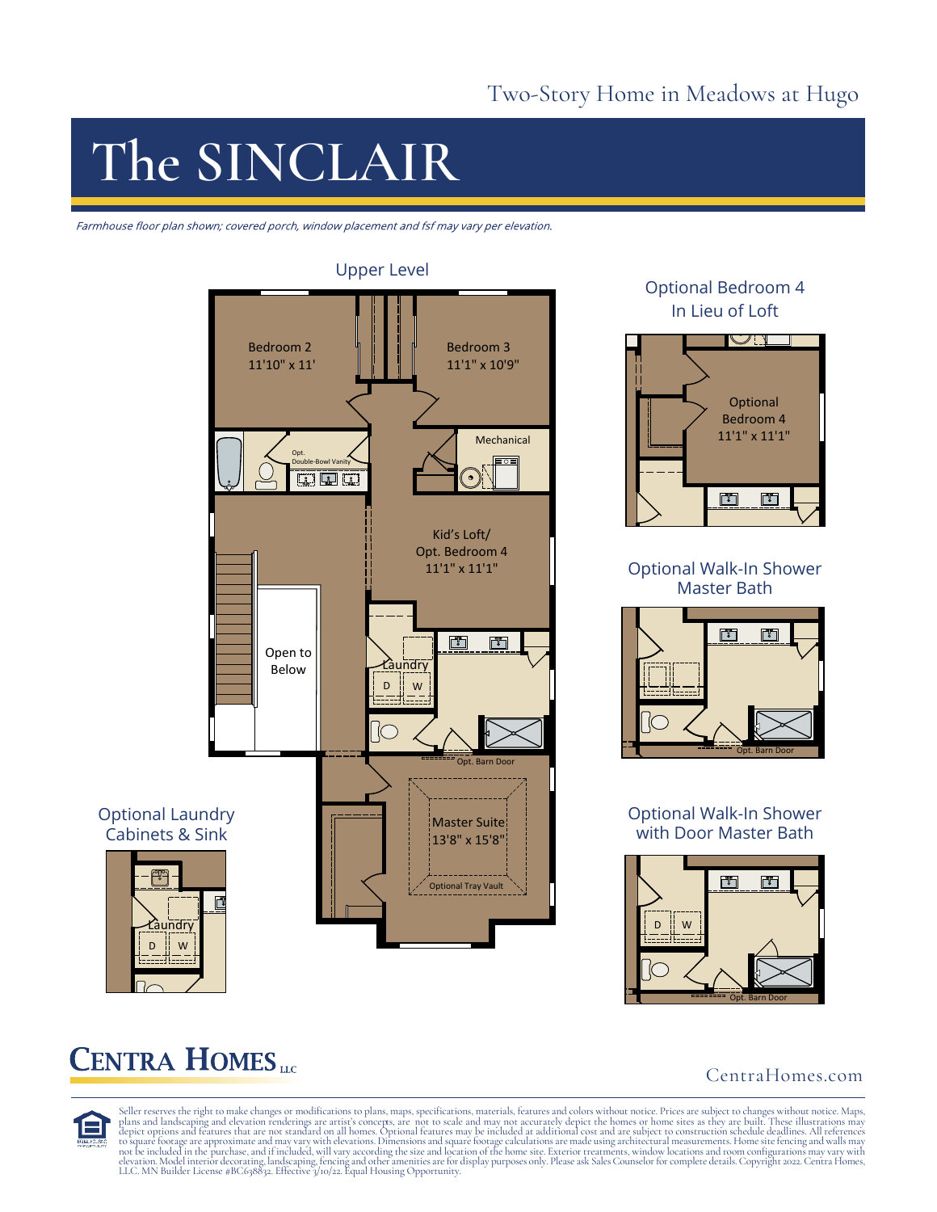Two-Story Home in Meadows at Hugo

# The SINCLAIR

*Farmhouse floor plan shown; covered porch, window placement and fsf may vary per elevation.*

## Upper Level

Bedroom 2
11'10" x 11'

Bedroom 3
11'1" x 10'9"

Opt. Double-Bowl Vanity

Mechanical

Kid's Loft/
Opt. Bedroom 4
11'1" x 11'1"

Open to Below

Laundry
D W

Opt. Barn Door

Master Suite
13'8" x 15'8"

Optional Tray Vault

## Optional Bedroom 4 In Lieu of Loft

Optional Bedroom 4
11'1" x 11'1"

## Optional Walk-In Shower Master Bath

Opt. Barn Door

## Optional Walk-In Shower with Door Master Bath

D W

Opt. Barn Door

## Optional Laundry Cabinets & Sink

Laundry
D W

CENTRA HOMES LLC

CentraHomes.com

Seller reserves the right to make changes or modifications to plans, maps, specifications, materials, features and colors without notice. Prices are subject to changes without notice. Maps, plans and landscaping and elevation renderings are artist's concepts, are not to scale and may not accurately depict the homes or home sites as they are built. These illustrations may depict options and features that are not standard on all homes. Optional features may be included at additional cost and are subject to construction schedule deadlines. All references to square footage are approximate and may vary with elevations. Dimensions and square footage calculations are made using architectural measurements. Home site fencing and walls may not be included in the purchase, and if included, will vary according the size and location of the home site. Exterior treatments, window locations and room configurations may vary with elevation. Model interior decorating, landscaping, fencing and other amenities are for display purposes only. Please ask Sales Counselor for complete details. Copyright 2022. Centra Homes, LLC. MN Builder License #BC638832. Effective 3/10/22. Equal Housing Opportunity.